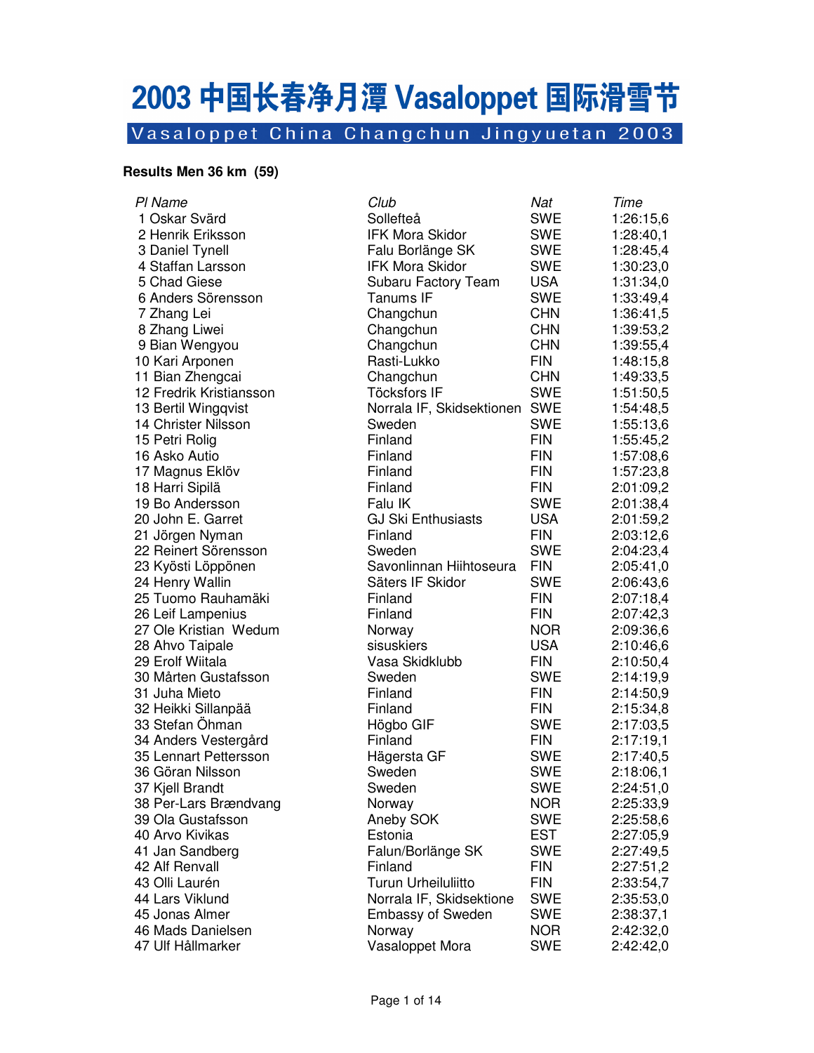# 2003 中国长春净月潭 Vasaloppet 国际滑雪节

## Vasaloppet China Changchun Jingyuetan 2003

**Results Men 36 km (59)**

| Pl | Name | Club | Nat | Time |
|---|---|---|---|---|
| 1 | Oskar Svärd | Sollefteå | SWE | 1:26:15,6 |
| 2 | Henrik Eriksson | IFK Mora Skidor | SWE | 1:28:40,1 |
| 3 | Daniel Tynell | Falu Borlänge SK | SWE | 1:28:45,4 |
| 4 | Staffan Larsson | IFK Mora Skidor | SWE | 1:30:23,0 |
| 5 | Chad Giese | Subaru Factory Team | USA | 1:31:34,0 |
| 6 | Anders Sörensson | Tanums IF | SWE | 1:33:49,4 |
| 7 | Zhang Lei | Changchun | CHN | 1:36:41,5 |
| 8 | Zhang Liwei | Changchun | CHN | 1:39:53,2 |
| 9 | Bian Wengyou | Changchun | CHN | 1:39:55,4 |
| 10 | Kari Arponen | Rasti-Lukko | FIN | 1:48:15,8 |
| 11 | Bian Zhengcai | Changchun | CHN | 1:49:33,5 |
| 12 | Fredrik Kristiansson | Töcksfors IF | SWE | 1:51:50,5 |
| 13 | Bertil Wingqvist | Norrala IF, Skidsektionen | SWE | 1:54:48,5 |
| 14 | Christer Nilsson | Sweden | SWE | 1:55:13,6 |
| 15 | Petri Rolig | Finland | FIN | 1:55:45,2 |
| 16 | Asko Autio | Finland | FIN | 1:57:08,6 |
| 17 | Magnus Eklöv | Finland | FIN | 1:57:23,8 |
| 18 | Harri Sipilä | Finland | FIN | 2:01:09,2 |
| 19 | Bo Andersson | Falu IK | SWE | 2:01:38,4 |
| 20 | John E. Garret | GJ Ski Enthusiasts | USA | 2:01:59,2 |
| 21 | Jörgen Nyman | Finland | FIN | 2:03:12,6 |
| 22 | Reinert Sörensson | Sweden | SWE | 2:04:23,4 |
| 23 | Kyösti Löppönen | Savonlinnan Hiihtoseura | FIN | 2:05:41,0 |
| 24 | Henry Wallin | Säters IF Skidor | SWE | 2:06:43,6 |
| 25 | Tuomo Rauhamäki | Finland | FIN | 2:07:18,4 |
| 26 | Leif Lampenius | Finland | FIN | 2:07:42,3 |
| 27 | Ole Kristian Wedum | Norway | NOR | 2:09:36,6 |
| 28 | Ahvo Taipale | sisuskiers | USA | 2:10:46,6 |
| 29 | Erolf Wiitala | Vasa Skidklubb | FIN | 2:10:50,4 |
| 30 | Mårten Gustafsson | Sweden | SWE | 2:14:19,9 |
| 31 | Juha Mieto | Finland | FIN | 2:14:50,9 |
| 32 | Heikki Sillanpää | Finland | FIN | 2:15:34,8 |
| 33 | Stefan Öhman | Högbo GIF | SWE | 2:17:03,5 |
| 34 | Anders Vestergård | Finland | FIN | 2:17:19,1 |
| 35 | Lennart Pettersson | Hägersta GF | SWE | 2:17:40,5 |
| 36 | Göran Nilsson | Sweden | SWE | 2:18:06,1 |
| 37 | Kjell Brandt | Sweden | SWE | 2:24:51,0 |
| 38 | Per-Lars Brændvang | Norway | NOR | 2:25:33,9 |
| 39 | Ola Gustafsson | Aneby SOK | SWE | 2:25:58,6 |
| 40 | Arvo Kivikas | Estonia | EST | 2:27:05,9 |
| 41 | Jan Sandberg | Falun/Borlänge SK | SWE | 2:27:49,5 |
| 42 | Alf Renvall | Finland | FIN | 2:27:51,2 |
| 43 | Olli Laurén | Turun Urheiluliitto | FIN | 2:33:54,7 |
| 44 | Lars Viklund | Norrala IF, Skidsektione | SWE | 2:35:53,0 |
| 45 | Jonas Almer | Embassy of Sweden | SWE | 2:38:37,1 |
| 46 | Mads Danielsen | Norway | NOR | 2:42:32,0 |
| 47 | Ulf Hållmarker | Vasaloppet Mora | SWE | 2:42:42,0 |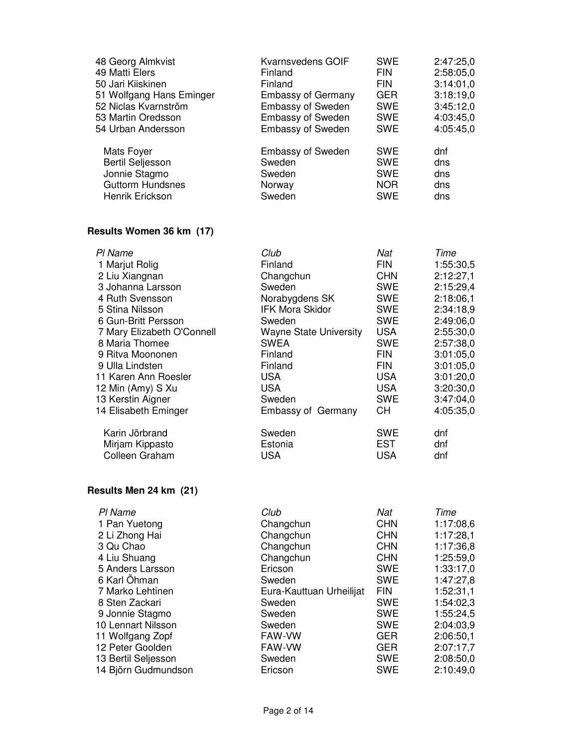| Pl Name | Club | Nat | Time |
|---|---|---|---|
| 48 Georg Almkvist | Kvarnsvedens GOIF | SWE | 2:47:25,0 |
| 49 Matti Elers | Finland | FIN | 2:58:05,0 |
| 50 Jari Kiiskinen | Finland | FIN | 3:14:01,0 |
| 51 Wolfgang Hans Eminger | Embassy of Germany | GER | 3:18:19,0 |
| 52 Niclas Kvarnström | Embassy of Sweden | SWE | 3:45:12,0 |
| 53 Martin Oredsson | Embassy of Sweden | SWE | 4:03:45,0 |
| 54 Urban Andersson | Embassy of Sweden | SWE | 4:05:45,0 |
| Mats Foyer | Embassy of Sweden | SWE | dnf |
| Bertil Seljesson | Sweden | SWE | dns |
| Jonnie Stagmo | Sweden | SWE | dns |
| Guttorm Hundsnes | Norway | NOR | dns |
| Henrik Erickson | Sweden | SWE | dns |

## Results Women 36 km (17)

| *Pl Name* | *Club* | *Nat* | *Time* |
|---|---|---|---|
| 1 Marjut Rolig | Finland | FIN | 1:55:30,5 |
| 2 Liu Xiangnan | Changchun | CHN | 2:12:27,1 |
| 3 Johanna Larsson | Sweden | SWE | 2:15:29,4 |
| 4 Ruth Svensson | Norabygdens SK | SWE | 2:18:06,1 |
| 5 Stina Nilsson | IFK Mora Skidor | SWE | 2:34:18,9 |
| 6 Gun-Britt Persson | Sweden | SWE | 2:49:06,0 |
| 7 Mary Elizabeth O'Connell | Wayne State University | USA | 2:55:30,0 |
| 8 Maria Thomee | SWEA | SWE | 2:57:38,0 |
| 9 Ritva Moononen | Finland | FIN | 3:01:05,0 |
| 9 Ulla Lindsten | Finland | FIN | 3:01:05,0 |
| 11 Karen Ann Roesler | USA | USA | 3:01:20,0 |
| 12 Min (Amy) S Xu | USA | USA | 3:20:30,0 |
| 13 Kerstin Aigner | Sweden | SWE | 3:47:04,0 |
| 14 Elisabeth Eminger | Embassy of Germany | CH | 4:05:35,0 |
| Karin Jörbrand | Sweden | SWE | dnf |
| Mirjam Kippasto | Estonia | EST | dnf |
| Colleen Graham | USA | USA | dnf |

## Results Men 24 km (21)

| *Pl Name* | *Club* | *Nat* | *Time* |
|---|---|---|---|
| 1 Pan Yuetong | Changchun | CHN | 1:17:08,6 |
| 2 Li Zhong Hai | Changchun | CHN | 1:17:28,1 |
| 3 Qu Chao | Changchun | CHN | 1:17:36,8 |
| 4 Liu Shuang | Changchun | CHN | 1:25:59,0 |
| 5 Anders Larsson | Ericson | SWE | 1:33:17,0 |
| 6 Karl Öhman | Sweden | SWE | 1:47:27,8 |
| 7 Marko Lehtinen | Eura-Kauttuan Urheilijat | FIN | 1:52:31,1 |
| 8 Sten Zackari | Sweden | SWE | 1:54:02,3 |
| 9 Jonnie Stagmo | Sweden | SWE | 1:55:24,5 |
| 10 Lennart Nilsson | Sweden | SWE | 2:04:03,9 |
| 11 Wolfgang Zopf | FAW-VW | GER | 2:06:50,1 |
| 12 Peter Goolden | FAW-VW | GER | 2:07:17,7 |
| 13 Bertil Seljesson | Sweden | SWE | 2:08:50,0 |
| 14 Björn Gudmundson | Ericson | SWE | 2:10:49,0 |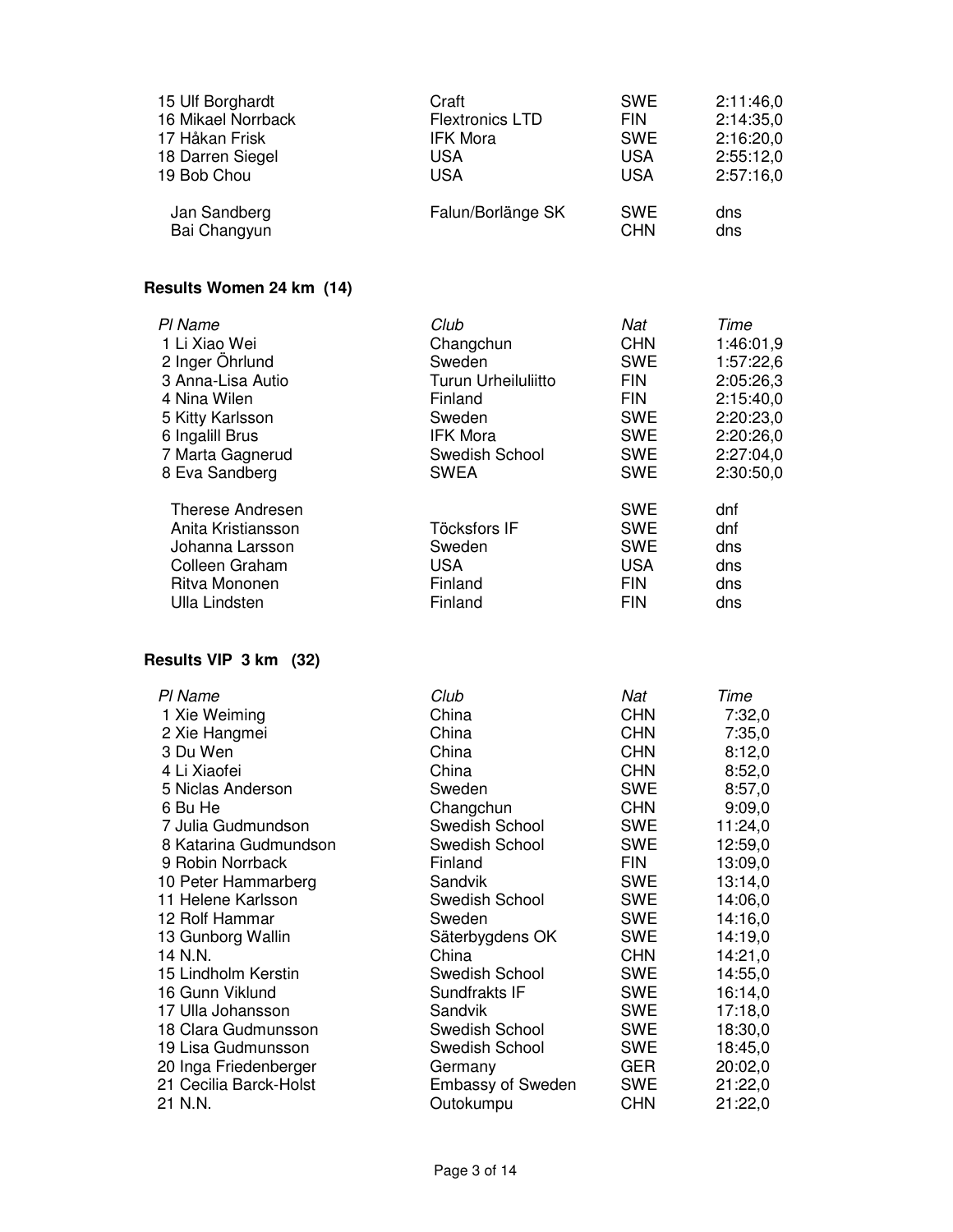| Pl | Name | Club | Nat | Time |
|---|---|---|---|---|
| 15 | Ulf Borghardt | Craft | SWE | 2:11:46,0 |
| 16 | Mikael Norrback | Flextronics LTD | FIN | 2:14:35,0 |
| 17 | Håkan Frisk | IFK Mora | SWE | 2:16:20,0 |
| 18 | Darren Siegel | USA | USA | 2:55:12,0 |
| 19 | Bob Chou | USA | USA | 2:57:16,0 |
| | Jan Sandberg | Falun/Borlänge SK | SWE | dns |
| | Bai Changyun | | CHN | dns |

### Results Women 24 km (14)

| *Pl* | *Name* | *Club* | *Nat* | *Time* |
|---|---|---|---|---|
| 1 | Li Xiao Wei | Changchun | CHN | 1:46:01,9 |
| 2 | Inger Öhrlund | Sweden | SWE | 1:57:22,6 |
| 3 | Anna-Lisa Autio | Turun Urheiluliitto | FIN | 2:05:26,3 |
| 4 | Nina Wilen | Finland | FIN | 2:15:40,0 |
| 5 | Kitty Karlsson | Sweden | SWE | 2:20:23,0 |
| 6 | Ingalill Brus | IFK Mora | SWE | 2:20:26,0 |
| 7 | Marta Gagnerud | Swedish School | SWE | 2:27:04,0 |
| 8 | Eva Sandberg | SWEA | SWE | 2:30:50,0 |
| | Therese Andresen | | SWE | dnf |
| | Anita Kristiansson | Töcksfors IF | SWE | dnf |
| | Johanna Larsson | Sweden | SWE | dns |
| | Colleen Graham | USA | USA | dns |
| | Ritva Mononen | Finland | FIN | dns |
| | Ulla Lindsten | Finland | FIN | dns |

### Results VIP 3 km (32)

| *Pl* | *Name* | *Club* | *Nat* | *Time* |
|---|---|---|---|---|
| 1 | Xie Weiming | China | CHN | 7:32,0 |
| 2 | Xie Hangmei | China | CHN | 7:35,0 |
| 3 | Du Wen | China | CHN | 8:12,0 |
| 4 | Li Xiaofei | China | CHN | 8:52,0 |
| 5 | Niclas Anderson | Sweden | SWE | 8:57,0 |
| 6 | Bu He | Changchun | CHN | 9:09,0 |
| 7 | Julia Gudmundson | Swedish School | SWE | 11:24,0 |
| 8 | Katarina Gudmundson | Swedish School | SWE | 12:59,0 |
| 9 | Robin Norrback | Finland | FIN | 13:09,0 |
| 10 | Peter Hammarberg | Sandvik | SWE | 13:14,0 |
| 11 | Helene Karlsson | Swedish School | SWE | 14:06,0 |
| 12 | Rolf Hammar | Sweden | SWE | 14:16,0 |
| 13 | Gunborg Wallin | Säterbygdens OK | SWE | 14:19,0 |
| 14 | N.N. | China | CHN | 14:21,0 |
| 15 | Lindholm Kerstin | Swedish School | SWE | 14:55,0 |
| 16 | Gunn Viklund | Sundfrakts IF | SWE | 16:14,0 |
| 17 | Ulla Johansson | Sandvik | SWE | 17:18,0 |
| 18 | Clara Gudmunsson | Swedish School | SWE | 18:30,0 |
| 19 | Lisa Gudmunsson | Swedish School | SWE | 18:45,0 |
| 20 | Inga Friedenberger | Germany | GER | 20:02,0 |
| 21 | Cecilia Barck-Holst | Embassy of Sweden | SWE | 21:22,0 |
| 21 | N.N. | Outokumpu | CHN | 21:22,0 |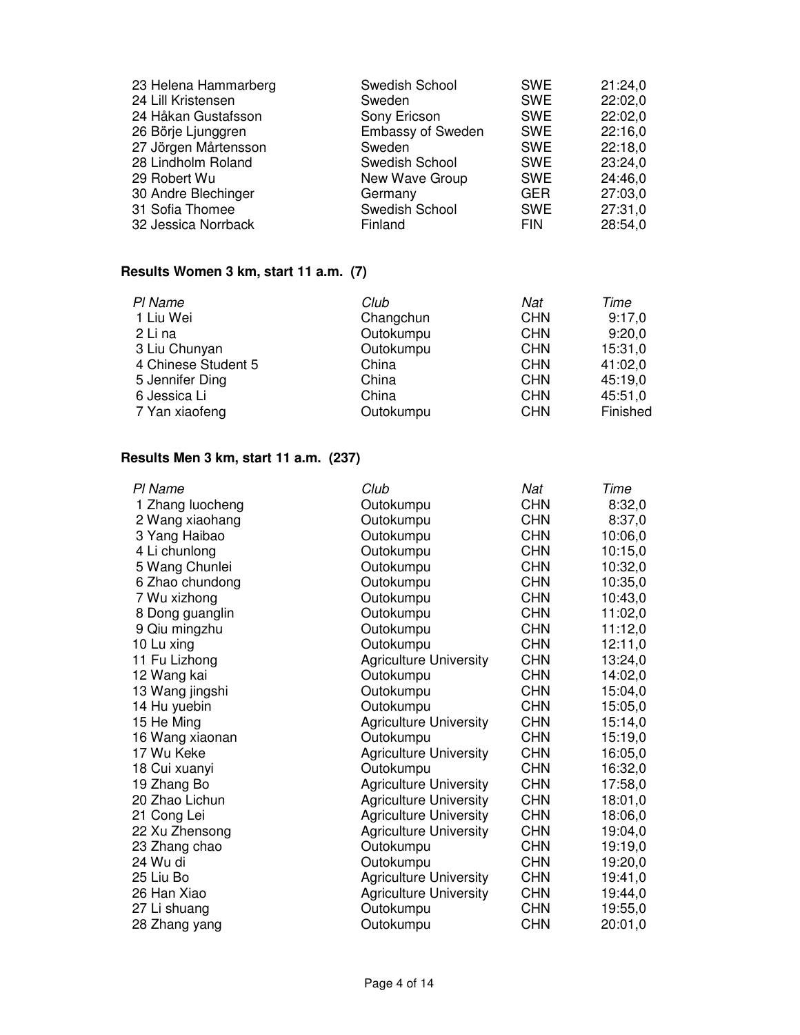| Pl | Name | Club | Nat | Time |
|---|---|---|---|---|
| 23 | Helena Hammarberg | Swedish School | SWE | 21:24,0 |
| 24 | Lill Kristensen | Sweden | SWE | 22:02,0 |
| 24 | Håkan Gustafsson | Sony Ericson | SWE | 22:02,0 |
| 26 | Börje Ljunggren | Embassy of Sweden | SWE | 22:16,0 |
| 27 | Jörgen Mårtensson | Sweden | SWE | 22:18,0 |
| 28 | Lindholm Roland | Swedish School | SWE | 23:24,0 |
| 29 | Robert Wu | New Wave Group | SWE | 24:46,0 |
| 30 | Andre Blechinger | Germany | GER | 27:03,0 |
| 31 | Sofia Thomee | Swedish School | SWE | 27:31,0 |
| 32 | Jessica Norrback | Finland | FIN | 28:54,0 |

## Results Women 3 km, start 11 a.m. (7)

| *Pl* | *Name* | *Club* | *Nat* | *Time* |
|---|---|---|---|---|
| 1 | Liu Wei | Changchun | CHN | 9:17,0 |
| 2 | Li na | Outokumpu | CHN | 9:20,0 |
| 3 | Liu Chunyan | Outokumpu | CHN | 15:31,0 |
| 4 | Chinese Student 5 | China | CHN | 41:02,0 |
| 5 | Jennifer Ding | China | CHN | 45:19,0 |
| 6 | Jessica Li | China | CHN | 45:51,0 |
| 7 | Yan xiaofeng | Outokumpu | CHN | Finished |

## Results Men 3 km, start 11 a.m. (237)

| *Pl* | *Name* | *Club* | *Nat* | *Time* |
|---|---|---|---|---|
| 1 | Zhang luocheng | Outokumpu | CHN | 8:32,0 |
| 2 | Wang xiaohang | Outokumpu | CHN | 8:37,0 |
| 3 | Yang Haibao | Outokumpu | CHN | 10:06,0 |
| 4 | Li chunlong | Outokumpu | CHN | 10:15,0 |
| 5 | Wang Chunlei | Outokumpu | CHN | 10:32,0 |
| 6 | Zhao chundong | Outokumpu | CHN | 10:35,0 |
| 7 | Wu xizhong | Outokumpu | CHN | 10:43,0 |
| 8 | Dong guanglin | Outokumpu | CHN | 11:02,0 |
| 9 | Qiu mingzhu | Outokumpu | CHN | 11:12,0 |
| 10 | Lu xing | Outokumpu | CHN | 12:11,0 |
| 11 | Fu Lizhong | Agriculture University | CHN | 13:24,0 |
| 12 | Wang kai | Outokumpu | CHN | 14:02,0 |
| 13 | Wang jingshi | Outokumpu | CHN | 15:04,0 |
| 14 | Hu yuebin | Outokumpu | CHN | 15:05,0 |
| 15 | He Ming | Agriculture University | CHN | 15:14,0 |
| 16 | Wang xiaonan | Outokumpu | CHN | 15:19,0 |
| 17 | Wu Keke | Agriculture University | CHN | 16:05,0 |
| 18 | Cui xuanyi | Outokumpu | CHN | 16:32,0 |
| 19 | Zhang Bo | Agriculture University | CHN | 17:58,0 |
| 20 | Zhao Lichun | Agriculture University | CHN | 18:01,0 |
| 21 | Cong Lei | Agriculture University | CHN | 18:06,0 |
| 22 | Xu Zhensong | Agriculture University | CHN | 19:04,0 |
| 23 | Zhang chao | Outokumpu | CHN | 19:19,0 |
| 24 | Wu di | Outokumpu | CHN | 19:20,0 |
| 25 | Liu Bo | Agriculture University | CHN | 19:41,0 |
| 26 | Han Xiao | Agriculture University | CHN | 19:44,0 |
| 27 | Li shuang | Outokumpu | CHN | 19:55,0 |
| 28 | Zhang yang | Outokumpu | CHN | 20:01,0 |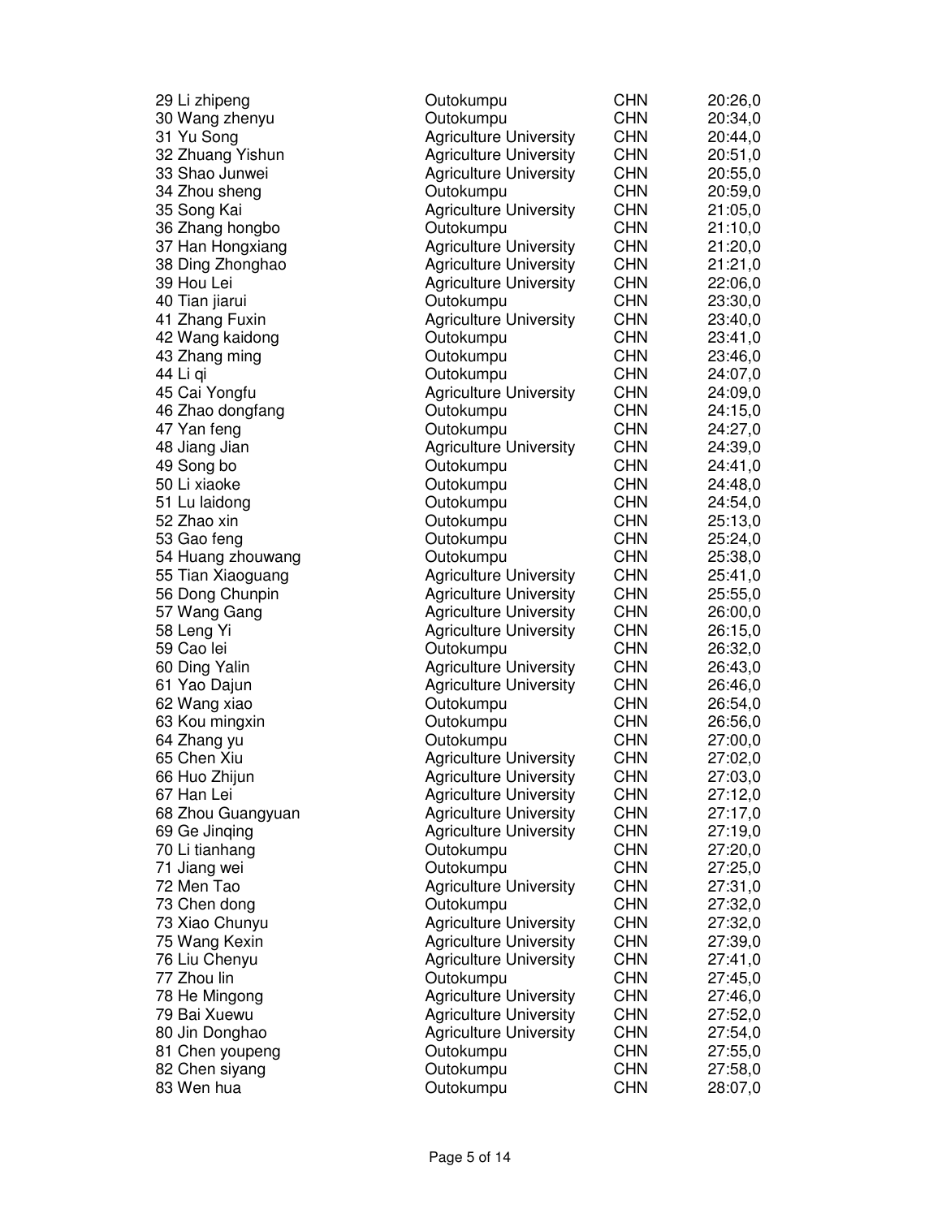| | | | |
|---|---|---|---|
| 29 Li zhipeng | Outokumpu | CHN | 20:26,0 |
| 30 Wang zhenyu | Outokumpu | CHN | 20:34,0 |
| 31 Yu Song | Agriculture University | CHN | 20:44,0 |
| 32 Zhuang Yishun | Agriculture University | CHN | 20:51,0 |
| 33 Shao Junwei | Agriculture University | CHN | 20:55,0 |
| 34 Zhou sheng | Outokumpu | CHN | 20:59,0 |
| 35 Song Kai | Agriculture University | CHN | 21:05,0 |
| 36 Zhang hongbo | Outokumpu | CHN | 21:10,0 |
| 37 Han Hongxiang | Agriculture University | CHN | 21:20,0 |
| 38 Ding Zhonghao | Agriculture University | CHN | 21:21,0 |
| 39 Hou Lei | Agriculture University | CHN | 22:06,0 |
| 40 Tian jiarui | Outokumpu | CHN | 23:30,0 |
| 41 Zhang Fuxin | Agriculture University | CHN | 23:40,0 |
| 42 Wang kaidong | Outokumpu | CHN | 23:41,0 |
| 43 Zhang ming | Outokumpu | CHN | 23:46,0 |
| 44 Li qi | Outokumpu | CHN | 24:07,0 |
| 45 Cai Yongfu | Agriculture University | CHN | 24:09,0 |
| 46 Zhao dongfang | Outokumpu | CHN | 24:15,0 |
| 47 Yan feng | Outokumpu | CHN | 24:27,0 |
| 48 Jiang Jian | Agriculture University | CHN | 24:39,0 |
| 49 Song bo | Outokumpu | CHN | 24:41,0 |
| 50 Li xiaoke | Outokumpu | CHN | 24:48,0 |
| 51 Lu laidong | Outokumpu | CHN | 24:54,0 |
| 52 Zhao xin | Outokumpu | CHN | 25:13,0 |
| 53 Gao feng | Outokumpu | CHN | 25:24,0 |
| 54 Huang zhouwang | Outokumpu | CHN | 25:38,0 |
| 55 Tian Xiaoguang | Agriculture University | CHN | 25:41,0 |
| 56 Dong Chunpin | Agriculture University | CHN | 25:55,0 |
| 57 Wang Gang | Agriculture University | CHN | 26:00,0 |
| 58 Leng Yi | Agriculture University | CHN | 26:15,0 |
| 59 Cao lei | Outokumpu | CHN | 26:32,0 |
| 60 Ding Yalin | Agriculture University | CHN | 26:43,0 |
| 61 Yao Dajun | Agriculture University | CHN | 26:46,0 |
| 62 Wang xiao | Outokumpu | CHN | 26:54,0 |
| 63 Kou mingxin | Outokumpu | CHN | 26:56,0 |
| 64 Zhang yu | Outokumpu | CHN | 27:00,0 |
| 65 Chen Xiu | Agriculture University | CHN | 27:02,0 |
| 66 Huo Zhijun | Agriculture University | CHN | 27:03,0 |
| 67 Han Lei | Agriculture University | CHN | 27:12,0 |
| 68 Zhou Guangyuan | Agriculture University | CHN | 27:17,0 |
| 69 Ge Jinqing | Agriculture University | CHN | 27:19,0 |
| 70 Li tianhang | Outokumpu | CHN | 27:20,0 |
| 71 Jiang wei | Outokumpu | CHN | 27:25,0 |
| 72 Men Tao | Agriculture University | CHN | 27:31,0 |
| 73 Chen dong | Outokumpu | CHN | 27:32,0 |
| 73 Xiao Chunyu | Agriculture University | CHN | 27:32,0 |
| 75 Wang Kexin | Agriculture University | CHN | 27:39,0 |
| 76 Liu Chenyu | Agriculture University | CHN | 27:41,0 |
| 77 Zhou lin | Outokumpu | CHN | 27:45,0 |
| 78 He Mingong | Agriculture University | CHN | 27:46,0 |
| 79 Bai Xuewu | Agriculture University | CHN | 27:52,0 |
| 80 Jin Donghao | Agriculture University | CHN | 27:54,0 |
| 81 Chen youpeng | Outokumpu | CHN | 27:55,0 |
| 82 Chen siyang | Outokumpu | CHN | 27:58,0 |
| 83 Wen hua | Outokumpu | CHN | 28:07,0 |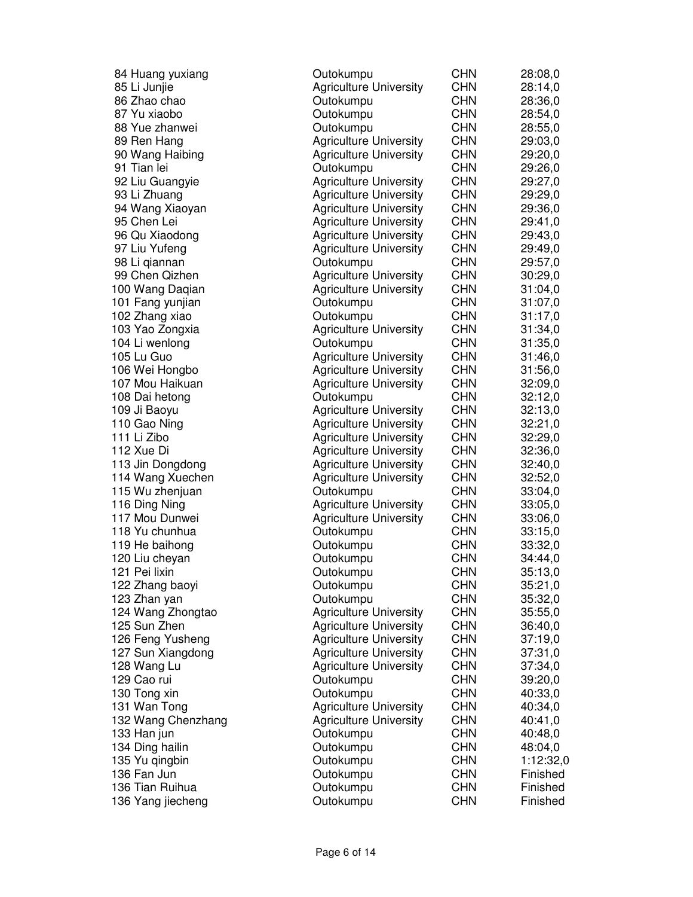| | | | |
|---|---|---|---|
| 84 Huang yuxiang | Outokumpu | CHN | 28:08,0 |
| 85 Li Junjie | Agriculture University | CHN | 28:14,0 |
| 86 Zhao chao | Outokumpu | CHN | 28:36,0 |
| 87 Yu xiaobo | Outokumpu | CHN | 28:54,0 |
| 88 Yue zhanwei | Outokumpu | CHN | 28:55,0 |
| 89 Ren Hang | Agriculture University | CHN | 29:03,0 |
| 90 Wang Haibing | Agriculture University | CHN | 29:20,0 |
| 91 Tian lei | Outokumpu | CHN | 29:26,0 |
| 92 Liu Guangyie | Agriculture University | CHN | 29:27,0 |
| 93 Li Zhuang | Agriculture University | CHN | 29:29,0 |
| 94 Wang Xiaoyan | Agriculture University | CHN | 29:36,0 |
| 95 Chen Lei | Agriculture University | CHN | 29:41,0 |
| 96 Qu Xiaodong | Agriculture University | CHN | 29:43,0 |
| 97 Liu Yufeng | Agriculture University | CHN | 29:49,0 |
| 98 Li qiannan | Outokumpu | CHN | 29:57,0 |
| 99 Chen Qizhen | Agriculture University | CHN | 30:29,0 |
| 100 Wang Daqian | Agriculture University | CHN | 31:04,0 |
| 101 Fang yunjian | Outokumpu | CHN | 31:07,0 |
| 102 Zhang xiao | Outokumpu | CHN | 31:17,0 |
| 103 Yao Zongxia | Agriculture University | CHN | 31:34,0 |
| 104 Li wenlong | Outokumpu | CHN | 31:35,0 |
| 105 Lu Guo | Agriculture University | CHN | 31:46,0 |
| 106 Wei Hongbo | Agriculture University | CHN | 31:56,0 |
| 107 Mou Haikuan | Agriculture University | CHN | 32:09,0 |
| 108 Dai hetong | Outokumpu | CHN | 32:12,0 |
| 109 Ji Baoyu | Agriculture University | CHN | 32:13,0 |
| 110 Gao Ning | Agriculture University | CHN | 32:21,0 |
| 111 Li Zibo | Agriculture University | CHN | 32:29,0 |
| 112 Xue Di | Agriculture University | CHN | 32:36,0 |
| 113 Jin Dongdong | Agriculture University | CHN | 32:40,0 |
| 114 Wang Xuechen | Agriculture University | CHN | 32:52,0 |
| 115 Wu zhenjuan | Outokumpu | CHN | 33:04,0 |
| 116 Ding Ning | Agriculture University | CHN | 33:05,0 |
| 117 Mou Dunwei | Agriculture University | CHN | 33:06,0 |
| 118 Yu chunhua | Outokumpu | CHN | 33:15,0 |
| 119 He baihong | Outokumpu | CHN | 33:32,0 |
| 120 Liu cheyan | Outokumpu | CHN | 34:44,0 |
| 121 Pei lixin | Outokumpu | CHN | 35:13,0 |
| 122 Zhang baoyi | Outokumpu | CHN | 35:21,0 |
| 123 Zhan yan | Outokumpu | CHN | 35:32,0 |
| 124 Wang Zhongtao | Agriculture University | CHN | 35:55,0 |
| 125 Sun Zhen | Agriculture University | CHN | 36:40,0 |
| 126 Feng Yusheng | Agriculture University | CHN | 37:19,0 |
| 127 Sun Xiangdong | Agriculture University | CHN | 37:31,0 |
| 128 Wang Lu | Agriculture University | CHN | 37:34,0 |
| 129 Cao rui | Outokumpu | CHN | 39:20,0 |
| 130 Tong xin | Outokumpu | CHN | 40:33,0 |
| 131 Wan Tong | Agriculture University | CHN | 40:34,0 |
| 132 Wang Chenzhang | Agriculture University | CHN | 40:41,0 |
| 133 Han jun | Outokumpu | CHN | 40:48,0 |
| 134 Ding hailin | Outokumpu | CHN | 48:04,0 |
| 135 Yu qingbin | Outokumpu | CHN | 1:12:32,0 |
| 136 Fan Jun | Outokumpu | CHN | Finished |
| 136 Tian Ruihua | Outokumpu | CHN | Finished |
| 136 Yang jiecheng | Outokumpu | CHN | Finished |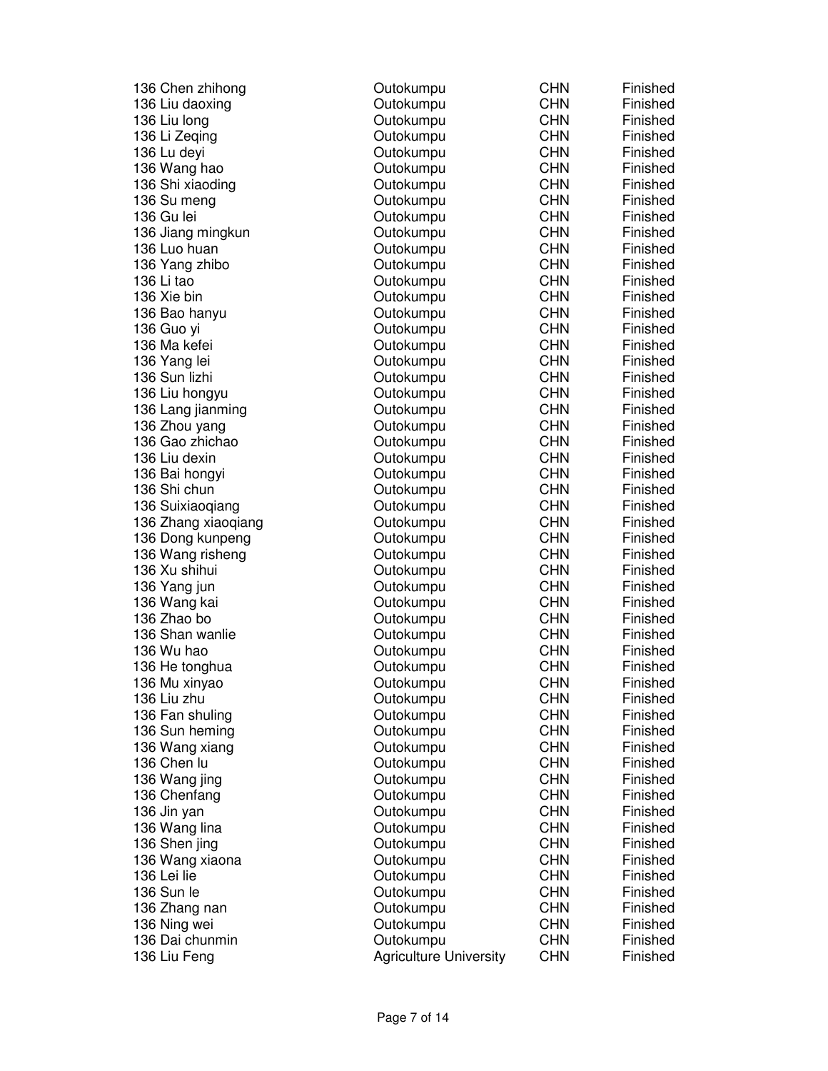| | | | |
|---|---|---|---|
| 136 Chen zhihong | Outokumpu | CHN | Finished |
| 136 Liu daoxing | Outokumpu | CHN | Finished |
| 136 Liu long | Outokumpu | CHN | Finished |
| 136 Li Zeqing | Outokumpu | CHN | Finished |
| 136 Lu deyi | Outokumpu | CHN | Finished |
| 136 Wang hao | Outokumpu | CHN | Finished |
| 136 Shi xiaoding | Outokumpu | CHN | Finished |
| 136 Su meng | Outokumpu | CHN | Finished |
| 136 Gu lei | Outokumpu | CHN | Finished |
| 136 Jiang mingkun | Outokumpu | CHN | Finished |
| 136 Luo huan | Outokumpu | CHN | Finished |
| 136 Yang zhibo | Outokumpu | CHN | Finished |
| 136 Li tao | Outokumpu | CHN | Finished |
| 136 Xie bin | Outokumpu | CHN | Finished |
| 136 Bao hanyu | Outokumpu | CHN | Finished |
| 136 Guo yi | Outokumpu | CHN | Finished |
| 136 Ma kefei | Outokumpu | CHN | Finished |
| 136 Yang lei | Outokumpu | CHN | Finished |
| 136 Sun lizhi | Outokumpu | CHN | Finished |
| 136 Liu hongyu | Outokumpu | CHN | Finished |
| 136 Lang jianming | Outokumpu | CHN | Finished |
| 136 Zhou yang | Outokumpu | CHN | Finished |
| 136 Gao zhichao | Outokumpu | CHN | Finished |
| 136 Liu dexin | Outokumpu | CHN | Finished |
| 136 Bai hongyi | Outokumpu | CHN | Finished |
| 136 Shi chun | Outokumpu | CHN | Finished |
| 136 Suixiaoqiang | Outokumpu | CHN | Finished |
| 136 Zhang xiaoqiang | Outokumpu | CHN | Finished |
| 136 Dong kunpeng | Outokumpu | CHN | Finished |
| 136 Wang risheng | Outokumpu | CHN | Finished |
| 136 Xu shihui | Outokumpu | CHN | Finished |
| 136 Yang jun | Outokumpu | CHN | Finished |
| 136 Wang kai | Outokumpu | CHN | Finished |
| 136 Zhao bo | Outokumpu | CHN | Finished |
| 136 Shan wanlie | Outokumpu | CHN | Finished |
| 136 Wu hao | Outokumpu | CHN | Finished |
| 136 He tonghua | Outokumpu | CHN | Finished |
| 136 Mu xinyao | Outokumpu | CHN | Finished |
| 136 Liu zhu | Outokumpu | CHN | Finished |
| 136 Fan shuling | Outokumpu | CHN | Finished |
| 136 Sun heming | Outokumpu | CHN | Finished |
| 136 Wang xiang | Outokumpu | CHN | Finished |
| 136 Chen lu | Outokumpu | CHN | Finished |
| 136 Wang jing | Outokumpu | CHN | Finished |
| 136 Chenfang | Outokumpu | CHN | Finished |
| 136 Jin yan | Outokumpu | CHN | Finished |
| 136 Wang lina | Outokumpu | CHN | Finished |
| 136 Shen jing | Outokumpu | CHN | Finished |
| 136 Wang xiaona | Outokumpu | CHN | Finished |
| 136 Lei lie | Outokumpu | CHN | Finished |
| 136 Sun le | Outokumpu | CHN | Finished |
| 136 Zhang nan | Outokumpu | CHN | Finished |
| 136 Ning wei | Outokumpu | CHN | Finished |
| 136 Dai chunmin | Outokumpu | CHN | Finished |
| 136 Liu Feng | Agriculture University | CHN | Finished |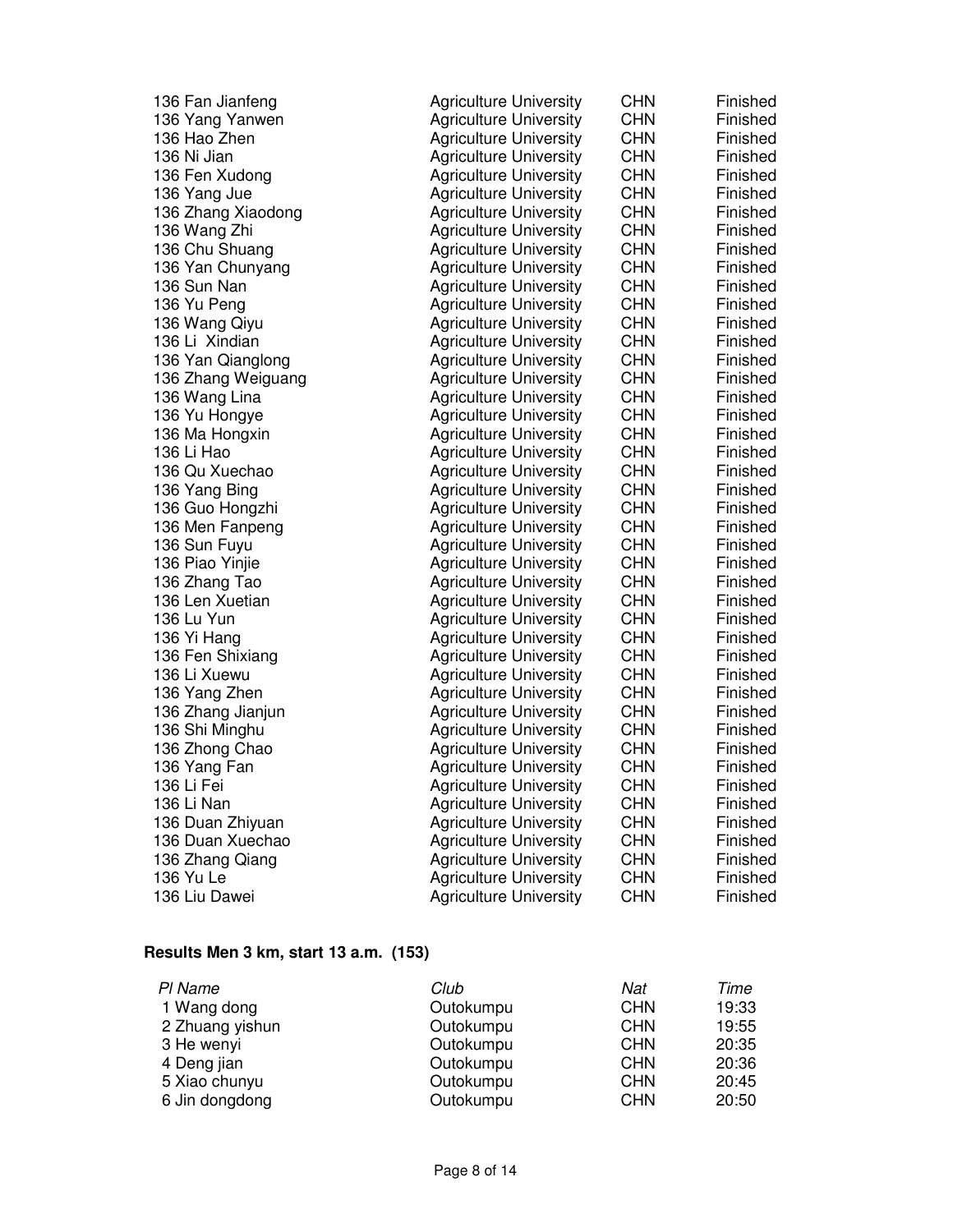| | | | |
|---|---|---|---|
| 136 Fan Jianfeng | Agriculture University | CHN | Finished |
| 136 Yang Yanwen | Agriculture University | CHN | Finished |
| 136 Hao Zhen | Agriculture University | CHN | Finished |
| 136 Ni Jian | Agriculture University | CHN | Finished |
| 136 Fen Xudong | Agriculture University | CHN | Finished |
| 136 Yang Jue | Agriculture University | CHN | Finished |
| 136 Zhang Xiaodong | Agriculture University | CHN | Finished |
| 136 Wang Zhi | Agriculture University | CHN | Finished |
| 136 Chu Shuang | Agriculture University | CHN | Finished |
| 136 Yan Chunyang | Agriculture University | CHN | Finished |
| 136 Sun Nan | Agriculture University | CHN | Finished |
| 136 Yu Peng | Agriculture University | CHN | Finished |
| 136 Wang Qiyu | Agriculture University | CHN | Finished |
| 136 Li Xindian | Agriculture University | CHN | Finished |
| 136 Yan Qianglong | Agriculture University | CHN | Finished |
| 136 Zhang Weiguang | Agriculture University | CHN | Finished |
| 136 Wang Lina | Agriculture University | CHN | Finished |
| 136 Yu Hongye | Agriculture University | CHN | Finished |
| 136 Ma Hongxin | Agriculture University | CHN | Finished |
| 136 Li Hao | Agriculture University | CHN | Finished |
| 136 Qu Xuechao | Agriculture University | CHN | Finished |
| 136 Yang Bing | Agriculture University | CHN | Finished |
| 136 Guo Hongzhi | Agriculture University | CHN | Finished |
| 136 Men Fanpeng | Agriculture University | CHN | Finished |
| 136 Sun Fuyu | Agriculture University | CHN | Finished |
| 136 Piao Yinjie | Agriculture University | CHN | Finished |
| 136 Zhang Tao | Agriculture University | CHN | Finished |
| 136 Len Xuetian | Agriculture University | CHN | Finished |
| 136 Lu Yun | Agriculture University | CHN | Finished |
| 136 Yi Hang | Agriculture University | CHN | Finished |
| 136 Fen Shixiang | Agriculture University | CHN | Finished |
| 136 Li Xuewu | Agriculture University | CHN | Finished |
| 136 Yang Zhen | Agriculture University | CHN | Finished |
| 136 Zhang Jianjun | Agriculture University | CHN | Finished |
| 136 Shi Minghu | Agriculture University | CHN | Finished |
| 136 Zhong Chao | Agriculture University | CHN | Finished |
| 136 Yang Fan | Agriculture University | CHN | Finished |
| 136 Li Fei | Agriculture University | CHN | Finished |
| 136 Li Nan | Agriculture University | CHN | Finished |
| 136 Duan Zhiyuan | Agriculture University | CHN | Finished |
| 136 Duan Xuechao | Agriculture University | CHN | Finished |
| 136 Zhang Qiang | Agriculture University | CHN | Finished |
| 136 Yu Le | Agriculture University | CHN | Finished |
| 136 Liu Dawei | Agriculture University | CHN | Finished |

**Results Men 3 km, start 13 a.m. (153)**

| *Pl Name* | *Club* | *Nat* | *Time* |
|---|---|---|---|
| 1 Wang dong | Outokumpu | CHN | 19:33 |
| 2 Zhuang yishun | Outokumpu | CHN | 19:55 |
| 3 He wenyi | Outokumpu | CHN | 20:35 |
| 4 Deng jian | Outokumpu | CHN | 20:36 |
| 5 Xiao chunyu | Outokumpu | CHN | 20:45 |
| 6 Jin dongdong | Outokumpu | CHN | 20:50 |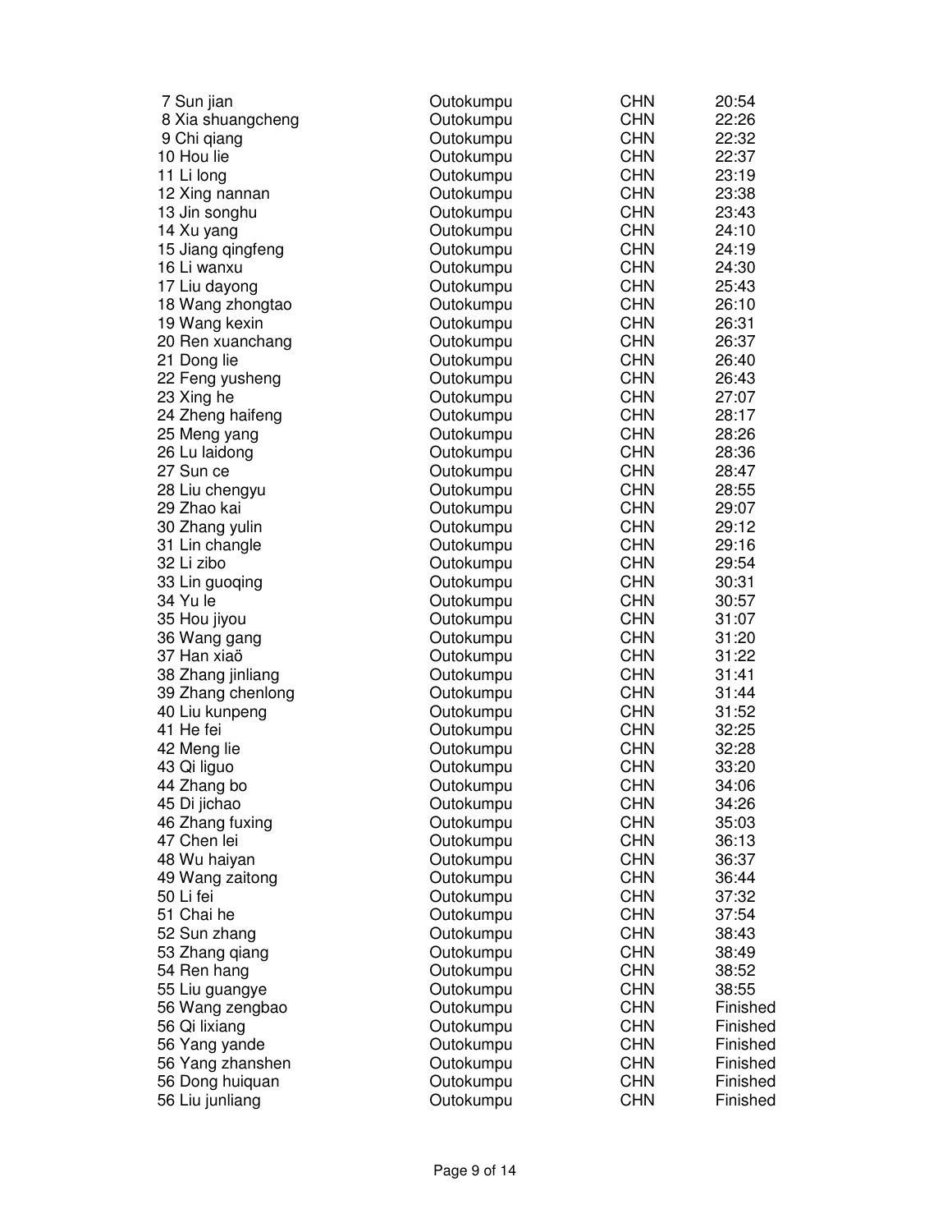| | | | |
|---|---|---|---|
| 7 Sun jian | Outokumpu | CHN | 20:54 |
| 8 Xia shuangcheng | Outokumpu | CHN | 22:26 |
| 9 Chi qiang | Outokumpu | CHN | 22:32 |
| 10 Hou lie | Outokumpu | CHN | 22:37 |
| 11 Li long | Outokumpu | CHN | 23:19 |
| 12 Xing nannan | Outokumpu | CHN | 23:38 |
| 13 Jin songhu | Outokumpu | CHN | 23:43 |
| 14 Xu yang | Outokumpu | CHN | 24:10 |
| 15 Jiang qingfeng | Outokumpu | CHN | 24:19 |
| 16 Li wanxu | Outokumpu | CHN | 24:30 |
| 17 Liu dayong | Outokumpu | CHN | 25:43 |
| 18 Wang zhongtao | Outokumpu | CHN | 26:10 |
| 19 Wang kexin | Outokumpu | CHN | 26:31 |
| 20 Ren xuanchang | Outokumpu | CHN | 26:37 |
| 21 Dong lie | Outokumpu | CHN | 26:40 |
| 22 Feng yusheng | Outokumpu | CHN | 26:43 |
| 23 Xing he | Outokumpu | CHN | 27:07 |
| 24 Zheng haifeng | Outokumpu | CHN | 28:17 |
| 25 Meng yang | Outokumpu | CHN | 28:26 |
| 26 Lu laidong | Outokumpu | CHN | 28:36 |
| 27 Sun ce | Outokumpu | CHN | 28:47 |
| 28 Liu chengyu | Outokumpu | CHN | 28:55 |
| 29 Zhao kai | Outokumpu | CHN | 29:07 |
| 30 Zhang yulin | Outokumpu | CHN | 29:12 |
| 31 Lin changle | Outokumpu | CHN | 29:16 |
| 32 Li zibo | Outokumpu | CHN | 29:54 |
| 33 Lin guoqing | Outokumpu | CHN | 30:31 |
| 34 Yu le | Outokumpu | CHN | 30:57 |
| 35 Hou jiyou | Outokumpu | CHN | 31:07 |
| 36 Wang gang | Outokumpu | CHN | 31:20 |
| 37 Han xiaö | Outokumpu | CHN | 31:22 |
| 38 Zhang jinliang | Outokumpu | CHN | 31:41 |
| 39 Zhang chenlong | Outokumpu | CHN | 31:44 |
| 40 Liu kunpeng | Outokumpu | CHN | 31:52 |
| 41 He fei | Outokumpu | CHN | 32:25 |
| 42 Meng lie | Outokumpu | CHN | 32:28 |
| 43 Qi liguo | Outokumpu | CHN | 33:20 |
| 44 Zhang bo | Outokumpu | CHN | 34:06 |
| 45 Di jichao | Outokumpu | CHN | 34:26 |
| 46 Zhang fuxing | Outokumpu | CHN | 35:03 |
| 47 Chen lei | Outokumpu | CHN | 36:13 |
| 48 Wu haiyan | Outokumpu | CHN | 36:37 |
| 49 Wang zaitong | Outokumpu | CHN | 36:44 |
| 50 Li fei | Outokumpu | CHN | 37:32 |
| 51 Chai he | Outokumpu | CHN | 37:54 |
| 52 Sun zhang | Outokumpu | CHN | 38:43 |
| 53 Zhang qiang | Outokumpu | CHN | 38:49 |
| 54 Ren hang | Outokumpu | CHN | 38:52 |
| 55 Liu guangye | Outokumpu | CHN | 38:55 |
| 56 Wang zengbao | Outokumpu | CHN | Finished |
| 56 Qi lixiang | Outokumpu | CHN | Finished |
| 56 Yang yande | Outokumpu | CHN | Finished |
| 56 Yang zhanshen | Outokumpu | CHN | Finished |
| 56 Dong huiquan | Outokumpu | CHN | Finished |
| 56 Liu junliang | Outokumpu | CHN | Finished |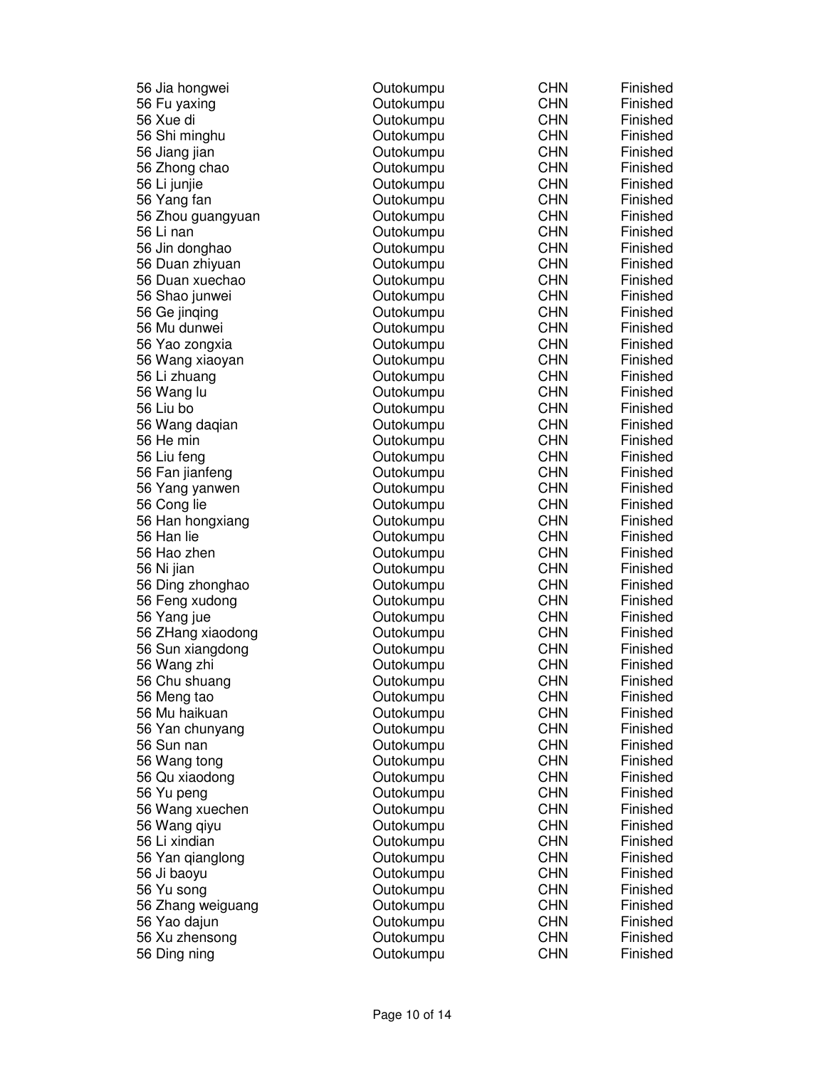| | | | |
|---|---|---|---|
| 56 Jia hongwei | Outokumpu | CHN | Finished |
| 56 Fu yaxing | Outokumpu | CHN | Finished |
| 56 Xue di | Outokumpu | CHN | Finished |
| 56 Shi minghu | Outokumpu | CHN | Finished |
| 56 Jiang jian | Outokumpu | CHN | Finished |
| 56 Zhong chao | Outokumpu | CHN | Finished |
| 56 Li junjie | Outokumpu | CHN | Finished |
| 56 Yang fan | Outokumpu | CHN | Finished |
| 56 Zhou guangyuan | Outokumpu | CHN | Finished |
| 56 Li nan | Outokumpu | CHN | Finished |
| 56 Jin donghao | Outokumpu | CHN | Finished |
| 56 Duan zhiyuan | Outokumpu | CHN | Finished |
| 56 Duan xuechao | Outokumpu | CHN | Finished |
| 56 Shao junwei | Outokumpu | CHN | Finished |
| 56 Ge jinqing | Outokumpu | CHN | Finished |
| 56 Mu dunwei | Outokumpu | CHN | Finished |
| 56 Yao zongxia | Outokumpu | CHN | Finished |
| 56 Wang xiaoyan | Outokumpu | CHN | Finished |
| 56 Li zhuang | Outokumpu | CHN | Finished |
| 56 Wang lu | Outokumpu | CHN | Finished |
| 56 Liu bo | Outokumpu | CHN | Finished |
| 56 Wang daqian | Outokumpu | CHN | Finished |
| 56 He min | Outokumpu | CHN | Finished |
| 56 Liu feng | Outokumpu | CHN | Finished |
| 56 Fan jianfeng | Outokumpu | CHN | Finished |
| 56 Yang yanwen | Outokumpu | CHN | Finished |
| 56 Cong lie | Outokumpu | CHN | Finished |
| 56 Han hongxiang | Outokumpu | CHN | Finished |
| 56 Han lie | Outokumpu | CHN | Finished |
| 56 Hao zhen | Outokumpu | CHN | Finished |
| 56 Ni jian | Outokumpu | CHN | Finished |
| 56 Ding zhonghao | Outokumpu | CHN | Finished |
| 56 Feng xudong | Outokumpu | CHN | Finished |
| 56 Yang jue | Outokumpu | CHN | Finished |
| 56 ZHang xiaodong | Outokumpu | CHN | Finished |
| 56 Sun xiangdong | Outokumpu | CHN | Finished |
| 56 Wang zhi | Outokumpu | CHN | Finished |
| 56 Chu shuang | Outokumpu | CHN | Finished |
| 56 Meng tao | Outokumpu | CHN | Finished |
| 56 Mu haikuan | Outokumpu | CHN | Finished |
| 56 Yan chunyang | Outokumpu | CHN | Finished |
| 56 Sun nan | Outokumpu | CHN | Finished |
| 56 Wang tong | Outokumpu | CHN | Finished |
| 56 Qu xiaodong | Outokumpu | CHN | Finished |
| 56 Yu peng | Outokumpu | CHN | Finished |
| 56 Wang xuechen | Outokumpu | CHN | Finished |
| 56 Wang qiyu | Outokumpu | CHN | Finished |
| 56 Li xindian | Outokumpu | CHN | Finished |
| 56 Yan qianglong | Outokumpu | CHN | Finished |
| 56 Ji baoyu | Outokumpu | CHN | Finished |
| 56 Yu song | Outokumpu | CHN | Finished |
| 56 Zhang weiguang | Outokumpu | CHN | Finished |
| 56 Yao dajun | Outokumpu | CHN | Finished |
| 56 Xu zhensong | Outokumpu | CHN | Finished |
| 56 Ding ning | Outokumpu | CHN | Finished |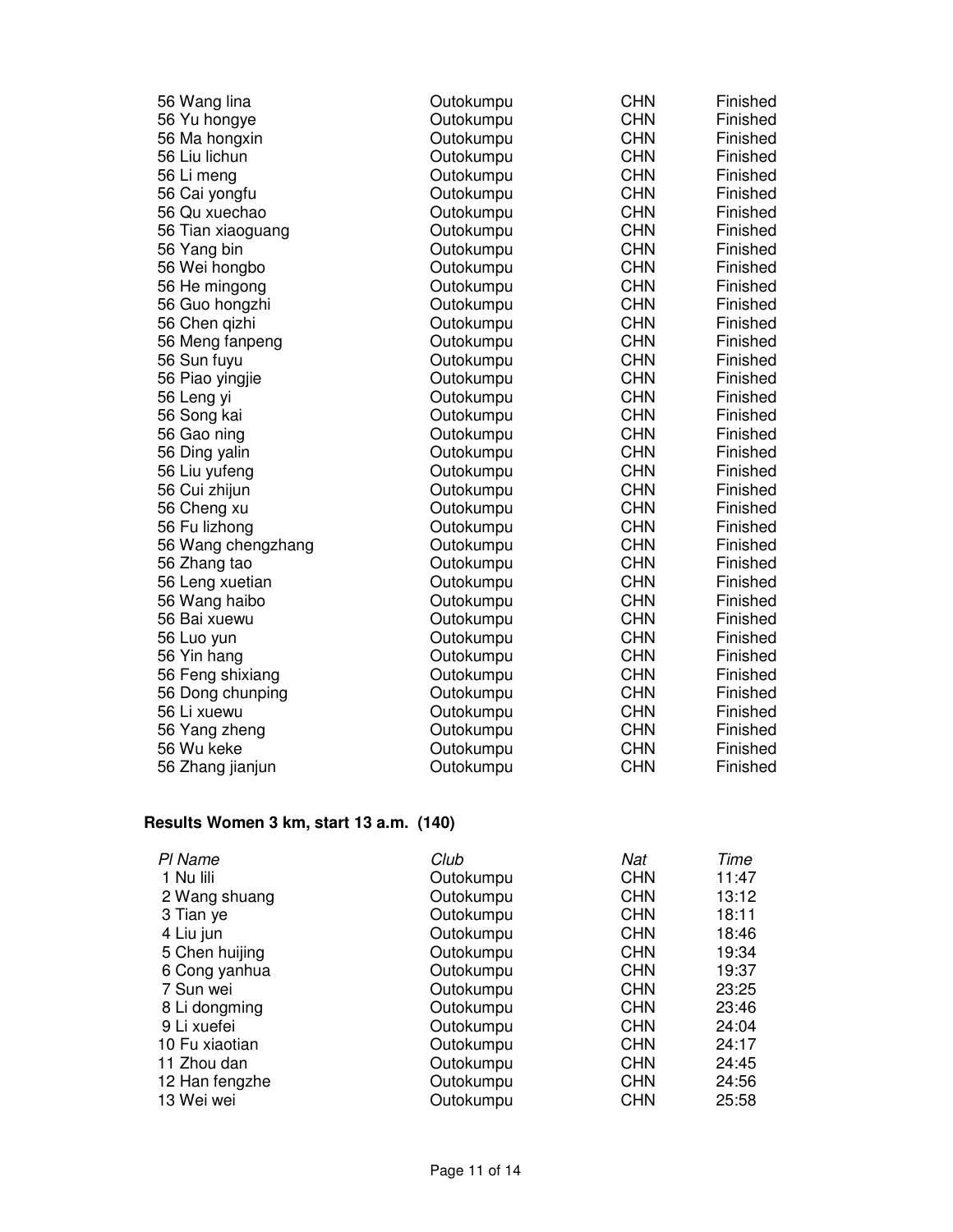| | | | |
|---|---|---|---|
| 56 Wang lina | Outokumpu | CHN | Finished |
| 56 Yu hongye | Outokumpu | CHN | Finished |
| 56 Ma hongxin | Outokumpu | CHN | Finished |
| 56 Liu lichun | Outokumpu | CHN | Finished |
| 56 Li meng | Outokumpu | CHN | Finished |
| 56 Cai yongfu | Outokumpu | CHN | Finished |
| 56 Qu xuechao | Outokumpu | CHN | Finished |
| 56 Tian xiaoguang | Outokumpu | CHN | Finished |
| 56 Yang bin | Outokumpu | CHN | Finished |
| 56 Wei hongbo | Outokumpu | CHN | Finished |
| 56 He mingong | Outokumpu | CHN | Finished |
| 56 Guo hongzhi | Outokumpu | CHN | Finished |
| 56 Chen qizhi | Outokumpu | CHN | Finished |
| 56 Meng fanpeng | Outokumpu | CHN | Finished |
| 56 Sun fuyu | Outokumpu | CHN | Finished |
| 56 Piao yingjie | Outokumpu | CHN | Finished |
| 56 Leng yi | Outokumpu | CHN | Finished |
| 56 Song kai | Outokumpu | CHN | Finished |
| 56 Gao ning | Outokumpu | CHN | Finished |
| 56 Ding yalin | Outokumpu | CHN | Finished |
| 56 Liu yufeng | Outokumpu | CHN | Finished |
| 56 Cui zhijun | Outokumpu | CHN | Finished |
| 56 Cheng xu | Outokumpu | CHN | Finished |
| 56 Fu lizhong | Outokumpu | CHN | Finished |
| 56 Wang chengzhang | Outokumpu | CHN | Finished |
| 56 Zhang tao | Outokumpu | CHN | Finished |
| 56 Leng xuetian | Outokumpu | CHN | Finished |
| 56 Wang haibo | Outokumpu | CHN | Finished |
| 56 Bai xuewu | Outokumpu | CHN | Finished |
| 56 Luo yun | Outokumpu | CHN | Finished |
| 56 Yin hang | Outokumpu | CHN | Finished |
| 56 Feng shixiang | Outokumpu | CHN | Finished |
| 56 Dong chunping | Outokumpu | CHN | Finished |
| 56 Li xuewu | Outokumpu | CHN | Finished |
| 56 Yang zheng | Outokumpu | CHN | Finished |
| 56 Wu keke | Outokumpu | CHN | Finished |
| 56 Zhang jianjun | Outokumpu | CHN | Finished |

### Results Women 3 km, start 13 a.m. (140)

| *Pl Name* | *Club* | *Nat* | *Time* |
|---|---|---|---|
| 1 Nu lili | Outokumpu | CHN | 11:47 |
| 2 Wang shuang | Outokumpu | CHN | 13:12 |
| 3 Tian ye | Outokumpu | CHN | 18:11 |
| 4 Liu jun | Outokumpu | CHN | 18:46 |
| 5 Chen huijing | Outokumpu | CHN | 19:34 |
| 6 Cong yanhua | Outokumpu | CHN | 19:37 |
| 7 Sun wei | Outokumpu | CHN | 23:25 |
| 8 Li dongming | Outokumpu | CHN | 23:46 |
| 9 Li xuefei | Outokumpu | CHN | 24:04 |
| 10 Fu xiaotian | Outokumpu | CHN | 24:17 |
| 11 Zhou dan | Outokumpu | CHN | 24:45 |
| 12 Han fengzhe | Outokumpu | CHN | 24:56 |
| 13 Wei wei | Outokumpu | CHN | 25:58 |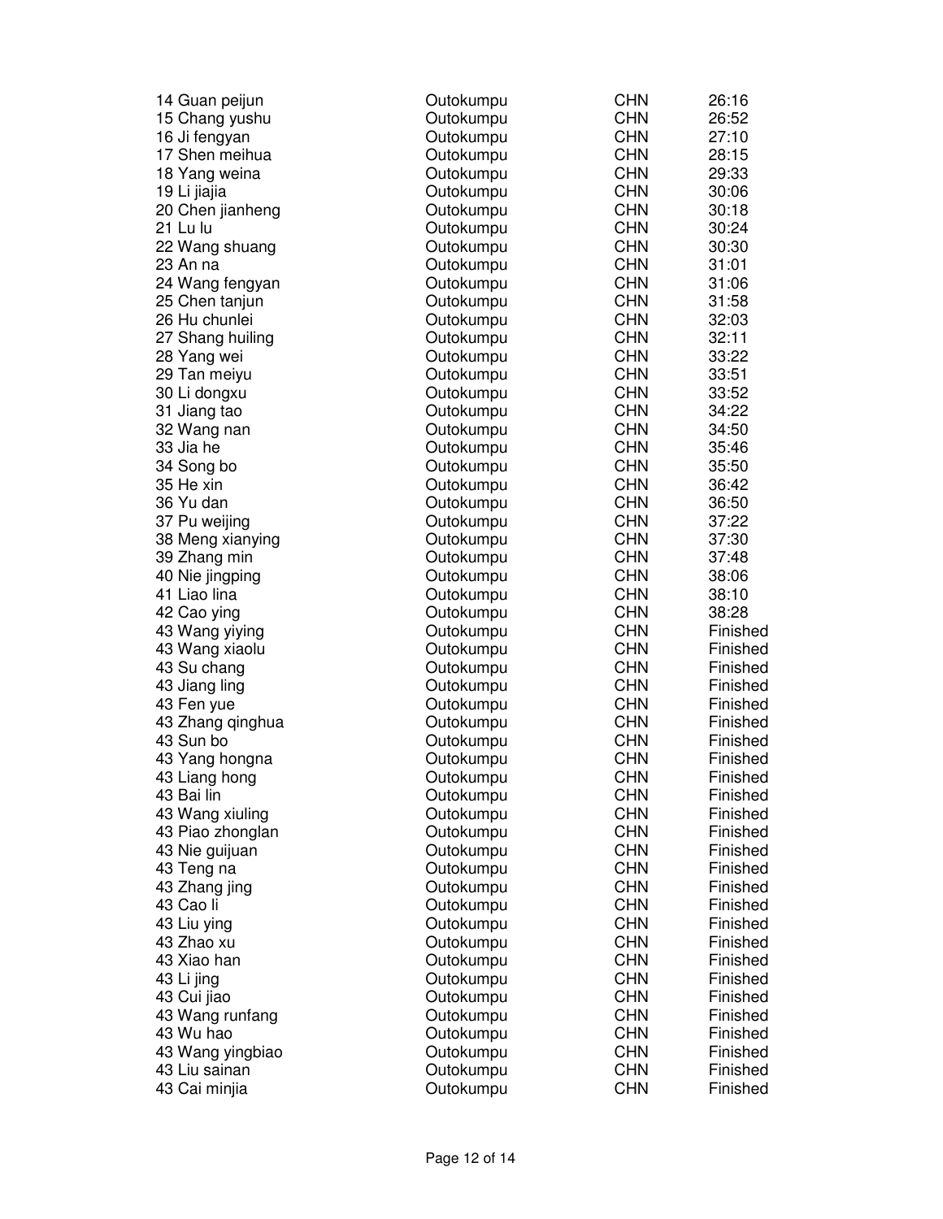| | | | |
|---|---|---|---|
| 14 Guan peijun | Outokumpu | CHN | 26:16 |
| 15 Chang yushu | Outokumpu | CHN | 26:52 |
| 16 Ji fengyan | Outokumpu | CHN | 27:10 |
| 17 Shen meihua | Outokumpu | CHN | 28:15 |
| 18 Yang weina | Outokumpu | CHN | 29:33 |
| 19 Li jiajia | Outokumpu | CHN | 30:06 |
| 20 Chen jianheng | Outokumpu | CHN | 30:18 |
| 21 Lu lu | Outokumpu | CHN | 30:24 |
| 22 Wang shuang | Outokumpu | CHN | 30:30 |
| 23 An na | Outokumpu | CHN | 31:01 |
| 24 Wang fengyan | Outokumpu | CHN | 31:06 |
| 25 Chen tanjun | Outokumpu | CHN | 31:58 |
| 26 Hu chunlei | Outokumpu | CHN | 32:03 |
| 27 Shang huiling | Outokumpu | CHN | 32:11 |
| 28 Yang wei | Outokumpu | CHN | 33:22 |
| 29 Tan meiyu | Outokumpu | CHN | 33:51 |
| 30 Li dongxu | Outokumpu | CHN | 33:52 |
| 31 Jiang tao | Outokumpu | CHN | 34:22 |
| 32 Wang nan | Outokumpu | CHN | 34:50 |
| 33 Jia he | Outokumpu | CHN | 35:46 |
| 34 Song bo | Outokumpu | CHN | 35:50 |
| 35 He xin | Outokumpu | CHN | 36:42 |
| 36 Yu dan | Outokumpu | CHN | 36:50 |
| 37 Pu weijing | Outokumpu | CHN | 37:22 |
| 38 Meng xianying | Outokumpu | CHN | 37:30 |
| 39 Zhang min | Outokumpu | CHN | 37:48 |
| 40 Nie jingping | Outokumpu | CHN | 38:06 |
| 41 Liao lina | Outokumpu | CHN | 38:10 |
| 42 Cao ying | Outokumpu | CHN | 38:28 |
| 43 Wang yiying | Outokumpu | CHN | Finished |
| 43 Wang xiaolu | Outokumpu | CHN | Finished |
| 43 Su chang | Outokumpu | CHN | Finished |
| 43 Jiang ling | Outokumpu | CHN | Finished |
| 43 Fen yue | Outokumpu | CHN | Finished |
| 43 Zhang qinghua | Outokumpu | CHN | Finished |
| 43 Sun bo | Outokumpu | CHN | Finished |
| 43 Yang hongna | Outokumpu | CHN | Finished |
| 43 Liang hong | Outokumpu | CHN | Finished |
| 43 Bai lin | Outokumpu | CHN | Finished |
| 43 Wang xiuling | Outokumpu | CHN | Finished |
| 43 Piao zhonglan | Outokumpu | CHN | Finished |
| 43 Nie guijuan | Outokumpu | CHN | Finished |
| 43 Teng na | Outokumpu | CHN | Finished |
| 43 Zhang jing | Outokumpu | CHN | Finished |
| 43 Cao li | Outokumpu | CHN | Finished |
| 43 Liu ying | Outokumpu | CHN | Finished |
| 43 Zhao xu | Outokumpu | CHN | Finished |
| 43 Xiao han | Outokumpu | CHN | Finished |
| 43 Li jing | Outokumpu | CHN | Finished |
| 43 Cui jiao | Outokumpu | CHN | Finished |
| 43 Wang runfang | Outokumpu | CHN | Finished |
| 43 Wu hao | Outokumpu | CHN | Finished |
| 43 Wang yingbiao | Outokumpu | CHN | Finished |
| 43 Liu sainan | Outokumpu | CHN | Finished |
| 43 Cai minjia | Outokumpu | CHN | Finished |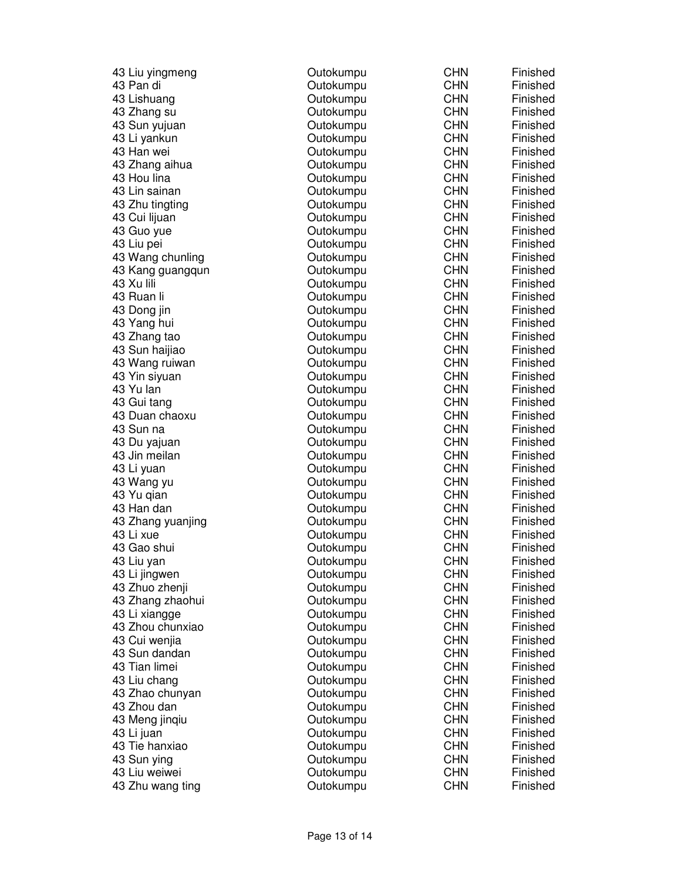| | | | |
|---|---|---|---|
| 43 Liu yingmeng | Outokumpu | CHN | Finished |
| 43 Pan di | Outokumpu | CHN | Finished |
| 43 Lishuang | Outokumpu | CHN | Finished |
| 43 Zhang su | Outokumpu | CHN | Finished |
| 43 Sun yujuan | Outokumpu | CHN | Finished |
| 43 Li yankun | Outokumpu | CHN | Finished |
| 43 Han wei | Outokumpu | CHN | Finished |
| 43 Zhang aihua | Outokumpu | CHN | Finished |
| 43 Hou lina | Outokumpu | CHN | Finished |
| 43 Lin sainan | Outokumpu | CHN | Finished |
| 43 Zhu tingting | Outokumpu | CHN | Finished |
| 43 Cui lijuan | Outokumpu | CHN | Finished |
| 43 Guo yue | Outokumpu | CHN | Finished |
| 43 Liu pei | Outokumpu | CHN | Finished |
| 43 Wang chunling | Outokumpu | CHN | Finished |
| 43 Kang guangqun | Outokumpu | CHN | Finished |
| 43 Xu lili | Outokumpu | CHN | Finished |
| 43 Ruan li | Outokumpu | CHN | Finished |
| 43 Dong jin | Outokumpu | CHN | Finished |
| 43 Yang hui | Outokumpu | CHN | Finished |
| 43 Zhang tao | Outokumpu | CHN | Finished |
| 43 Sun haijiao | Outokumpu | CHN | Finished |
| 43 Wang ruiwan | Outokumpu | CHN | Finished |
| 43 Yin siyuan | Outokumpu | CHN | Finished |
| 43 Yu lan | Outokumpu | CHN | Finished |
| 43 Gui tang | Outokumpu | CHN | Finished |
| 43 Duan chaoxu | Outokumpu | CHN | Finished |
| 43 Sun na | Outokumpu | CHN | Finished |
| 43 Du yajuan | Outokumpu | CHN | Finished |
| 43 Jin meilan | Outokumpu | CHN | Finished |
| 43 Li yuan | Outokumpu | CHN | Finished |
| 43 Wang yu | Outokumpu | CHN | Finished |
| 43 Yu qian | Outokumpu | CHN | Finished |
| 43 Han dan | Outokumpu | CHN | Finished |
| 43 Zhang yuanjing | Outokumpu | CHN | Finished |
| 43 Li xue | Outokumpu | CHN | Finished |
| 43 Gao shui | Outokumpu | CHN | Finished |
| 43 Liu yan | Outokumpu | CHN | Finished |
| 43 Li jingwen | Outokumpu | CHN | Finished |
| 43 Zhuo zhenji | Outokumpu | CHN | Finished |
| 43 Zhang zhaohui | Outokumpu | CHN | Finished |
| 43 Li xiangge | Outokumpu | CHN | Finished |
| 43 Zhou chunxiao | Outokumpu | CHN | Finished |
| 43 Cui wenjia | Outokumpu | CHN | Finished |
| 43 Sun dandan | Outokumpu | CHN | Finished |
| 43 Tian limei | Outokumpu | CHN | Finished |
| 43 Liu chang | Outokumpu | CHN | Finished |
| 43 Zhao chunyan | Outokumpu | CHN | Finished |
| 43 Zhou dan | Outokumpu | CHN | Finished |
| 43 Meng jinqiu | Outokumpu | CHN | Finished |
| 43 Li juan | Outokumpu | CHN | Finished |
| 43 Tie hanxiao | Outokumpu | CHN | Finished |
| 43 Sun ying | Outokumpu | CHN | Finished |
| 43 Liu weiwei | Outokumpu | CHN | Finished |
| 43 Zhu wang ting | Outokumpu | CHN | Finished |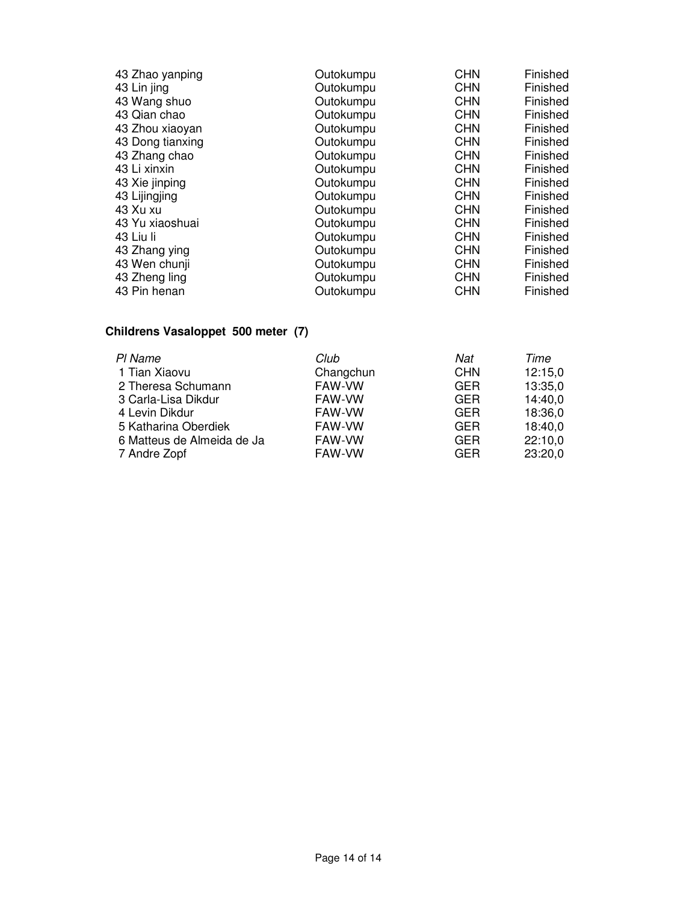| | | | |
|---|---|---|---|
| 43 Zhao yanping | Outokumpu | CHN | Finished |
| 43 Lin jing | Outokumpu | CHN | Finished |
| 43 Wang shuo | Outokumpu | CHN | Finished |
| 43 Qian chao | Outokumpu | CHN | Finished |
| 43 Zhou xiaoyan | Outokumpu | CHN | Finished |
| 43 Dong tianxing | Outokumpu | CHN | Finished |
| 43 Zhang chao | Outokumpu | CHN | Finished |
| 43 Li xinxin | Outokumpu | CHN | Finished |
| 43 Xie jinping | Outokumpu | CHN | Finished |
| 43 Lijingjing | Outokumpu | CHN | Finished |
| 43 Xu xu | Outokumpu | CHN | Finished |
| 43 Yu xiaoshuai | Outokumpu | CHN | Finished |
| 43 Liu li | Outokumpu | CHN | Finished |
| 43 Zhang ying | Outokumpu | CHN | Finished |
| 43 Wen chunji | Outokumpu | CHN | Finished |
| 43 Zheng ling | Outokumpu | CHN | Finished |
| 43 Pin henan | Outokumpu | CHN | Finished |

**Childrens Vasaloppet 500 meter (7)**

| *Pl Name* | *Club* | *Nat* | *Time* |
|---|---|---|---|
| 1 Tian Xiaovu | Changchun | CHN | 12:15,0 |
| 2 Theresa Schumann | FAW-VW | GER | 13:35,0 |
| 3 Carla-Lisa Dikdur | FAW-VW | GER | 14:40,0 |
| 4 Levin Dikdur | FAW-VW | GER | 18:36,0 |
| 5 Katharina Oberdiek | FAW-VW | GER | 18:40,0 |
| 6 Matteus de Almeida de Ja | FAW-VW | GER | 22:10,0 |
| 7 Andre Zopf | FAW-VW | GER | 23:20,0 |